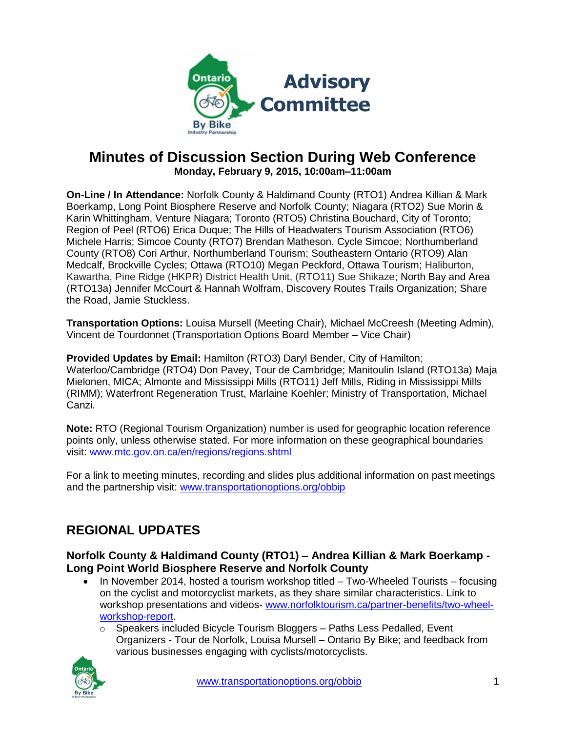# Advisory Committee

## Minutes of Discussion Section During Web Conference

**Monday, February 9, 2015, 10:00am–11:00am**

**On-Line / In Attendance:** Norfolk County & Haldimand County (RTO1) Andrea Killian & Mark Boerkamp, Long Point Biosphere Reserve and Norfolk County; Niagara (RTO2) Sue Morin & Karin Whittingham, Venture Niagara; Toronto (RTO5) Christina Bouchard, City of Toronto; Region of Peel (RTO6) Erica Duque; The Hills of Headwaters Tourism Association (RTO6) Michele Harris; Simcoe County (RTO7) Brendan Matheson, Cycle Simcoe; Northumberland County (RTO8) Cori Arthur, Northumberland Tourism; Southeastern Ontario (RTO9) Alan Medcalf, Brockville Cycles; Ottawa (RTO10) Megan Peckford, Ottawa Tourism; Haliburton, Kawartha, Pine Ridge (HKPR) District Health Unit, (RTO11) Sue Shikaze; North Bay and Area (RTO13a) Jennifer McCourt & Hannah Wolfram, Discovery Routes Trails Organization; Share the Road, Jamie Stuckless.

**Transportation Options:** Louisa Mursell (Meeting Chair), Michael McCreesh (Meeting Admin), Vincent de Tourdonnet (Transportation Options Board Member – Vice Chair)

**Provided Updates by Email:** Hamilton (RTO3) Daryl Bender, City of Hamilton; Waterloo/Cambridge (RTO4) Don Pavey, Tour de Cambridge; Manitoulin Island (RTO13a) Maja Mielonen, MICA; Almonte and Mississippi Mills (RTO11) Jeff Mills, Riding in Mississippi Mills (RIMM); Waterfront Regeneration Trust, Marlaine Koehler; Ministry of Transportation, Michael Canzi.

**Note:** RTO (Regional Tourism Organization) number is used for geographic location reference points only, unless otherwise stated. For more information on these geographical boundaries visit: www.mtc.gov.on.ca/en/regions/regions.shtml

For a link to meeting minutes, recording and slides plus additional information on past meetings and the partnership visit: www.transportationoptions.org/obbip

## REGIONAL UPDATES

### Norfolk County & Haldimand County (RTO1) – Andrea Killian & Mark Boerkamp - Long Point World Biosphere Reserve and Norfolk County

- In November 2014, hosted a tourism workshop titled – Two-Wheeled Tourists – focusing on the cyclist and motorcyclist markets, as they share similar characteristics. Link to workshop presentations and videos- www.norfolktourism.ca/partner-benefits/two-wheel-workshop-report.
  - Speakers included Bicycle Tourism Bloggers – Paths Less Pedalled, Event Organizers - Tour de Norfolk, Louisa Mursell – Ontario By Bike; and feedback from various businesses engaging with cyclists/motorcyclists.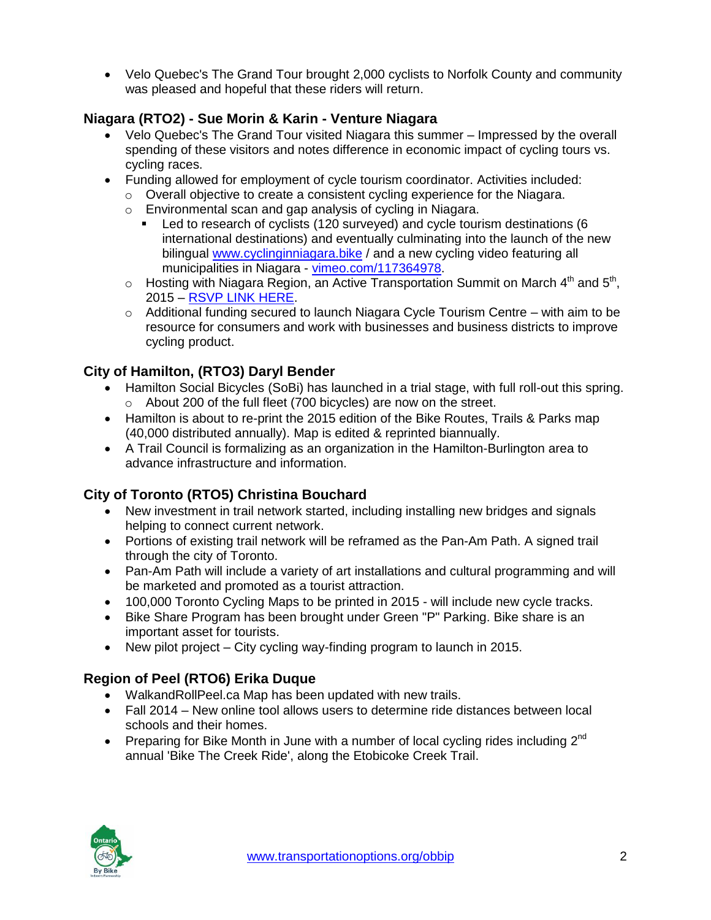- Velo Quebec's The Grand Tour brought 2,000 cyclists to Norfolk County and community was pleased and hopeful that these riders will return.

### Niagara (RTO2) - Sue Morin & Karin - Venture Niagara

- Velo Quebec's The Grand Tour visited Niagara this summer – Impressed by the overall spending of these visitors and notes difference in economic impact of cycling tours vs. cycling races.
- Funding allowed for employment of cycle tourism coordinator. Activities included:
  - Overall objective to create a consistent cycling experience for the Niagara.
  - Environmental scan and gap analysis of cycling in Niagara.
    - Led to research of cyclists (120 surveyed) and cycle tourism destinations (6 international destinations) and eventually culminating into the launch of the new bilingual [www.cyclinginniagara.bike](http://www.cyclinginniagara.bike) / and a new cycling video featuring all municipalities in Niagara - [vimeo.com/117364978](https://vimeo.com/117364978).
  - Hosting with Niagara Region, an Active Transportation Summit on March 4th and 5th, 2015 – RSVP LINK HERE.
  - Additional funding secured to launch Niagara Cycle Tourism Centre – with aim to be resource for consumers and work with businesses and business districts to improve cycling product.

### City of Hamilton, (RTO3) Daryl Bender

- Hamilton Social Bicycles (SoBi) has launched in a trial stage, with full roll-out this spring.
  - About 200 of the full fleet (700 bicycles) are now on the street.
- Hamilton is about to re-print the 2015 edition of the Bike Routes, Trails & Parks map (40,000 distributed annually). Map is edited & reprinted biannually.
- A Trail Council is formalizing as an organization in the Hamilton-Burlington area to advance infrastructure and information.

### City of Toronto (RTO5) Christina Bouchard

- New investment in trail network started, including installing new bridges and signals helping to connect current network.
- Portions of existing trail network will be reframed as the Pan-Am Path. A signed trail through the city of Toronto.
- Pan-Am Path will include a variety of art installations and cultural programming and will be marketed and promoted as a tourist attraction.
- 100,000 Toronto Cycling Maps to be printed in 2015 - will include new cycle tracks.
- Bike Share Program has been brought under Green "P" Parking. Bike share is an important asset for tourists.
- New pilot project – City cycling way-finding program to launch in 2015.

### Region of Peel (RTO6) Erika Duque

- WalkandRollPeel.ca Map has been updated with new trails.
- Fall 2014 – New online tool allows users to determine ride distances between local schools and their homes.
- Preparing for Bike Month in June with a number of local cycling rides including 2nd annual 'Bike The Creek Ride', along the Etobicoke Creek Trail.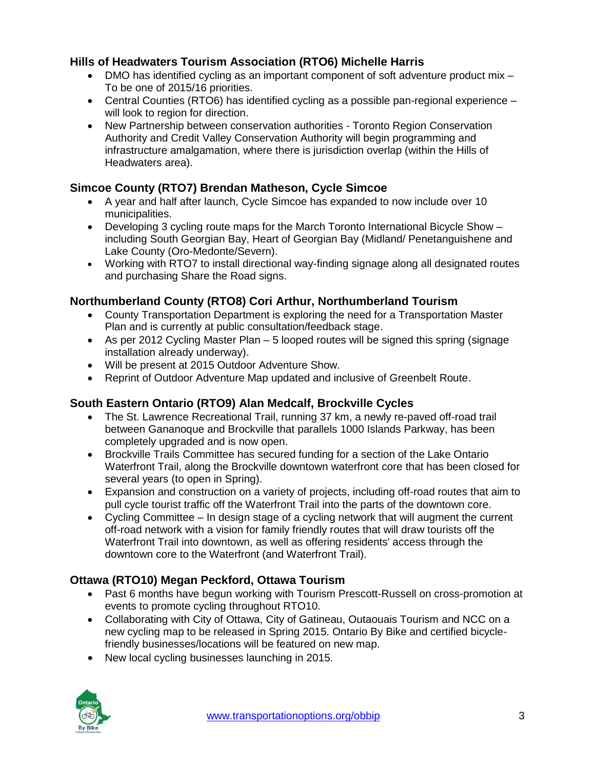### Hills of Headwaters Tourism Association (RTO6) Michelle Harris

- DMO has identified cycling as an important component of soft adventure product mix – To be one of 2015/16 priorities.
- Central Counties (RTO6) has identified cycling as a possible pan-regional experience – will look to region for direction.
- New Partnership between conservation authorities - Toronto Region Conservation Authority and Credit Valley Conservation Authority will begin programming and infrastructure amalgamation, where there is jurisdiction overlap (within the Hills of Headwaters area).

### Simcoe County (RTO7) Brendan Matheson, Cycle Simcoe

- A year and half after launch, Cycle Simcoe has expanded to now include over 10 municipalities.
- Developing 3 cycling route maps for the March Toronto International Bicycle Show – including South Georgian Bay, Heart of Georgian Bay (Midland/ Penetanguishene and Lake County (Oro-Medonte/Severn).
- Working with RTO7 to install directional way-finding signage along all designated routes and purchasing Share the Road signs.

### Northumberland County (RTO8) Cori Arthur, Northumberland Tourism

- County Transportation Department is exploring the need for a Transportation Master Plan and is currently at public consultation/feedback stage.
- As per 2012 Cycling Master Plan – 5 looped routes will be signed this spring (signage installation already underway).
- Will be present at 2015 Outdoor Adventure Show.
- Reprint of Outdoor Adventure Map updated and inclusive of Greenbelt Route.

### South Eastern Ontario (RTO9) Alan Medcalf, Brockville Cycles

- The St. Lawrence Recreational Trail, running 37 km, a newly re-paved off-road trail between Gananoque and Brockville that parallels 1000 Islands Parkway, has been completely upgraded and is now open.
- Brockville Trails Committee has secured funding for a section of the Lake Ontario Waterfront Trail, along the Brockville downtown waterfront core that has been closed for several years (to open in Spring).
- Expansion and construction on a variety of projects, including off-road routes that aim to pull cycle tourist traffic off the Waterfront Trail into the parts of the downtown core.
- Cycling Committee – In design stage of a cycling network that will augment the current off-road network with a vision for family friendly routes that will draw tourists off the Waterfront Trail into downtown, as well as offering residents' access through the downtown core to the Waterfront (and Waterfront Trail).

### Ottawa (RTO10) Megan Peckford, Ottawa Tourism

- Past 6 months have begun working with Tourism Prescott-Russell on cross-promotion at events to promote cycling throughout RTO10.
- Collaborating with City of Ottawa, City of Gatineau, Outaouais Tourism and NCC on a new cycling map to be released in Spring 2015. Ontario By Bike and certified bicycle-friendly businesses/locations will be featured on new map.
- New local cycling businesses launching in 2015.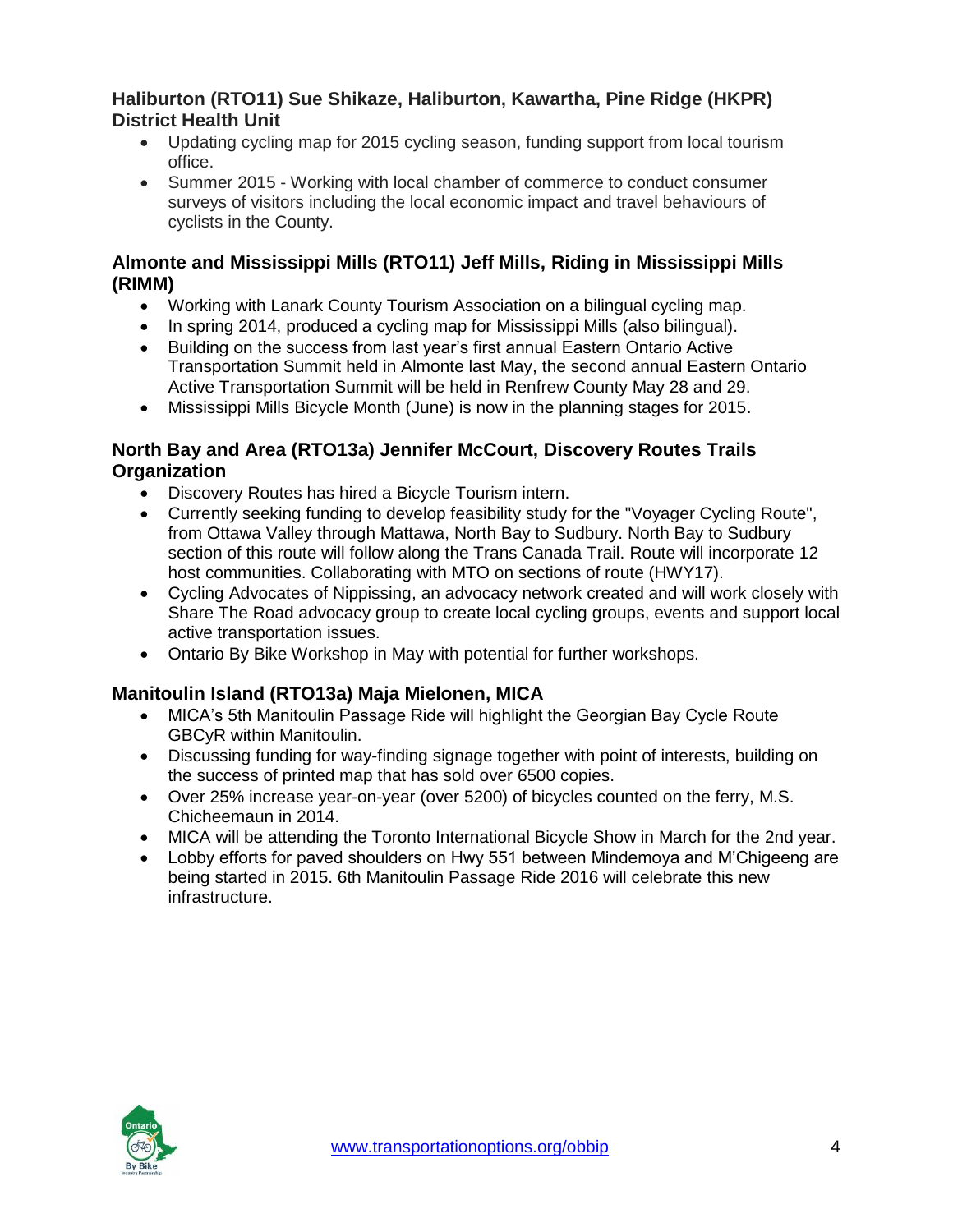### Haliburton (RTO11) Sue Shikaze, Haliburton, Kawartha, Pine Ridge (HKPR) District Health Unit

- Updating cycling map for 2015 cycling season, funding support from local tourism office.
- Summer 2015 - Working with local chamber of commerce to conduct consumer surveys of visitors including the local economic impact and travel behaviours of cyclists in the County.

### Almonte and Mississippi Mills (RTO11) Jeff Mills, Riding in Mississippi Mills (RIMM)

- Working with Lanark County Tourism Association on a bilingual cycling map.
- In spring 2014, produced a cycling map for Mississippi Mills (also bilingual).
- Building on the success from last year's first annual Eastern Ontario Active Transportation Summit held in Almonte last May, the second annual Eastern Ontario Active Transportation Summit will be held in Renfrew County May 28 and 29.
- Mississippi Mills Bicycle Month (June) is now in the planning stages for 2015.

### North Bay and Area (RTO13a) Jennifer McCourt, Discovery Routes Trails Organization

- Discovery Routes has hired a Bicycle Tourism intern.
- Currently seeking funding to develop feasibility study for the "Voyager Cycling Route", from Ottawa Valley through Mattawa, North Bay to Sudbury. North Bay to Sudbury section of this route will follow along the Trans Canada Trail. Route will incorporate 12 host communities. Collaborating with MTO on sections of route (HWY17).
- Cycling Advocates of Nippissing, an advocacy network created and will work closely with Share The Road advocacy group to create local cycling groups, events and support local active transportation issues.
- Ontario By Bike Workshop in May with potential for further workshops.

### Manitoulin Island (RTO13a) Maja Mielonen, MICA

- MICA's 5th Manitoulin Passage Ride will highlight the Georgian Bay Cycle Route GBCyR within Manitoulin.
- Discussing funding for way-finding signage together with point of interests, building on the success of printed map that has sold over 6500 copies.
- Over 25% increase year-on-year (over 5200) of bicycles counted on the ferry, M.S. Chicheemaun in 2014.
- MICA will be attending the Toronto International Bicycle Show in March for the 2nd year.
- Lobby efforts for paved shoulders on Hwy 551 between Mindemoya and M'Chigeeng are being started in 2015. 6th Manitoulin Passage Ride 2016 will celebrate this new infrastructure.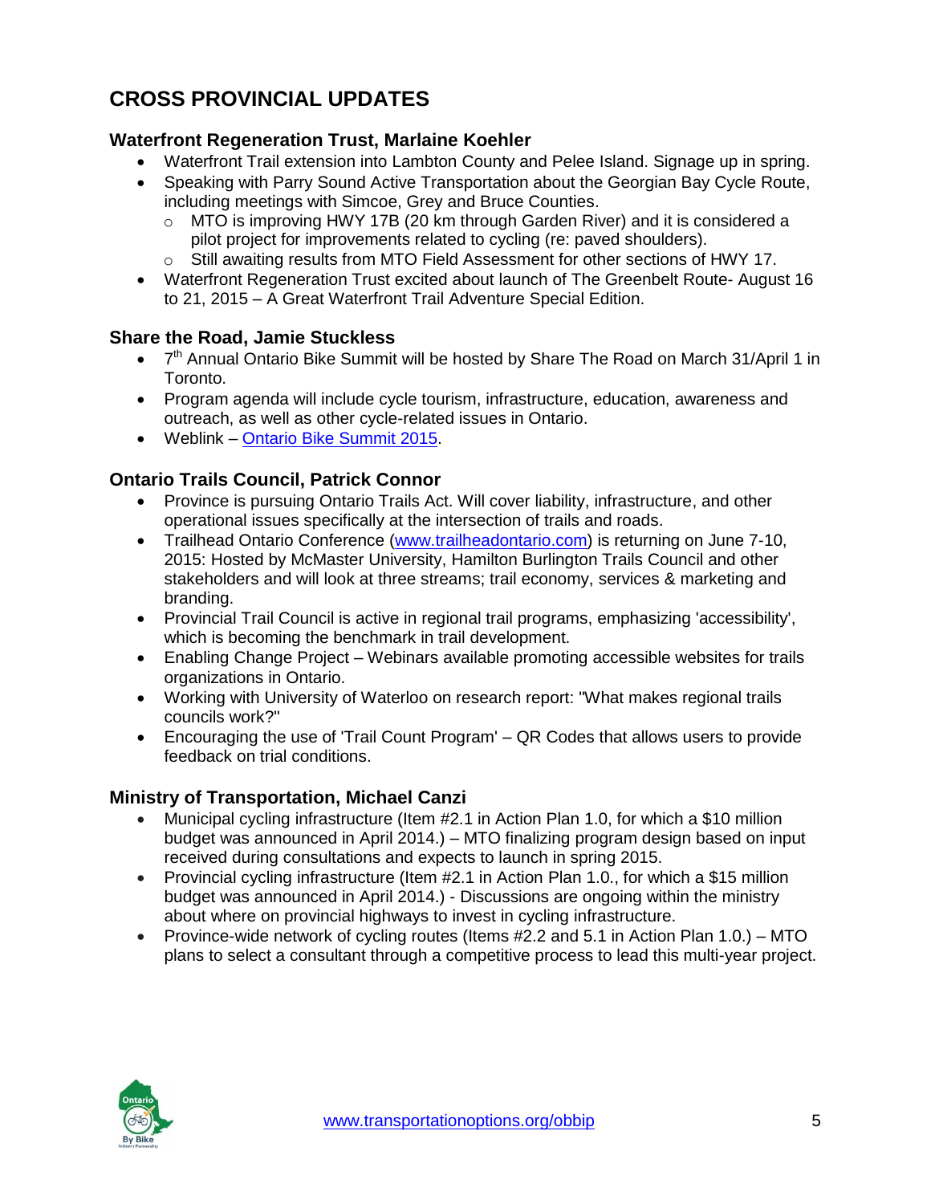## CROSS PROVINCIAL UPDATES

### Waterfront Regeneration Trust, Marlaine Koehler

- Waterfront Trail extension into Lambton County and Pelee Island. Signage up in spring.
- Speaking with Parry Sound Active Transportation about the Georgian Bay Cycle Route, including meetings with Simcoe, Grey and Bruce Counties.
  - MTO is improving HWY 17B (20 km through Garden River) and it is considered a pilot project for improvements related to cycling (re: paved shoulders).
  - Still awaiting results from MTO Field Assessment for other sections of HWY 17.
- Waterfront Regeneration Trust excited about launch of The Greenbelt Route- August 16 to 21, 2015 – A Great Waterfront Trail Adventure Special Edition.

### Share the Road, Jamie Stuckless

- 7th Annual Ontario Bike Summit will be hosted by Share The Road on March 31/April 1 in Toronto.
- Program agenda will include cycle tourism, infrastructure, education, awareness and outreach, as well as other cycle-related issues in Ontario.
- Weblink – Ontario Bike Summit 2015.

### Ontario Trails Council, Patrick Connor

- Province is pursuing Ontario Trails Act. Will cover liability, infrastructure, and other operational issues specifically at the intersection of trails and roads.
- Trailhead Ontario Conference (www.trailheadontario.com) is returning on June 7-10, 2015: Hosted by McMaster University, Hamilton Burlington Trails Council and other stakeholders and will look at three streams; trail economy, services & marketing and branding.
- Provincial Trail Council is active in regional trail programs, emphasizing 'accessibility', which is becoming the benchmark in trail development.
- Enabling Change Project – Webinars available promoting accessible websites for trails organizations in Ontario.
- Working with University of Waterloo on research report: "What makes regional trails councils work?"
- Encouraging the use of 'Trail Count Program' – QR Codes that allows users to provide feedback on trial conditions.

### Ministry of Transportation, Michael Canzi

- Municipal cycling infrastructure (Item #2.1 in Action Plan 1.0, for which a $10 million budget was announced in April 2014.) – MTO finalizing program design based on input received during consultations and expects to launch in spring 2015.
- Provincial cycling infrastructure (Item #2.1 in Action Plan 1.0., for which a $15 million budget was announced in April 2014.) - Discussions are ongoing within the ministry about where on provincial highways to invest in cycling infrastructure.
- Province-wide network of cycling routes (Items #2.2 and 5.1 in Action Plan 1.0.) – MTO plans to select a consultant through a competitive process to lead this multi-year project.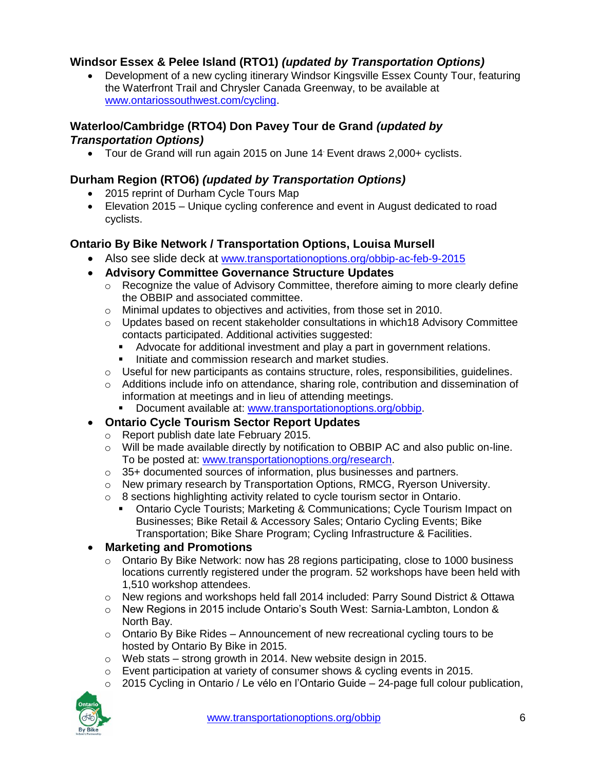### Windsor Essex & Pelee Island (RTO1) *(updated by Transportation Options)*

- Development of a new cycling itinerary Windsor Kingsville Essex County Tour, featuring the Waterfront Trail and Chrysler Canada Greenway, to be available at www.ontariossouthwest.com/cycling.

### Waterloo/Cambridge (RTO4) Don Pavey Tour de Grand *(updated by Transportation Options)*

- Tour de Grand will run again 2015 on June 14. Event draws 2,000+ cyclists.

### Durham Region (RTO6) *(updated by Transportation Options)*

- 2015 reprint of Durham Cycle Tours Map
- Elevation 2015 – Unique cycling conference and event in August dedicated to road cyclists.

### Ontario By Bike Network / Transportation Options, Louisa Mursell

- Also see slide deck at www.transportationoptions.org/obbip-ac-feb-9-2015
- **Advisory Committee Governance Structure Updates**
  - Recognize the value of Advisory Committee, therefore aiming to more clearly define the OBBIP and associated committee.
  - Minimal updates to objectives and activities, from those set in 2010.
  - Updates based on recent stakeholder consultations in which18 Advisory Committee contacts participated. Additional activities suggested:
    - Advocate for additional investment and play a part in government relations.
    - Initiate and commission research and market studies.
  - Useful for new participants as contains structure, roles, responsibilities, guidelines.
  - Additions include info on attendance, sharing role, contribution and dissemination of information at meetings and in lieu of attending meetings.
    - Document available at: www.transportationoptions.org/obbip.
- **Ontario Cycle Tourism Sector Report Updates**
  - Report publish date late February 2015.
  - Will be made available directly by notification to OBBIP AC and also public on-line. To be posted at: www.transportationoptions.org/research.
  - 35+ documented sources of information, plus businesses and partners.
  - New primary research by Transportation Options, RMCG, Ryerson University.
  - 8 sections highlighting activity related to cycle tourism sector in Ontario.
    - Ontario Cycle Tourists; Marketing & Communications; Cycle Tourism Impact on Businesses; Bike Retail & Accessory Sales; Ontario Cycling Events; Bike Transportation; Bike Share Program; Cycling Infrastructure & Facilities.
- **Marketing and Promotions**
  - Ontario By Bike Network: now has 28 regions participating, close to 1000 business locations currently registered under the program. 52 workshops have been held with 1,510 workshop attendees.
  - New regions and workshops held fall 2014 included: Parry Sound District & Ottawa
  - New Regions in 2015 include Ontario's South West: Sarnia-Lambton, London & North Bay.
  - Ontario By Bike Rides – Announcement of new recreational cycling tours to be hosted by Ontario By Bike in 2015.
  - Web stats – strong growth in 2014. New website design in 2015.
  - Event participation at variety of consumer shows & cycling events in 2015.
  - 2015 Cycling in Ontario / Le vélo en l'Ontario Guide – 24-page full colour publication,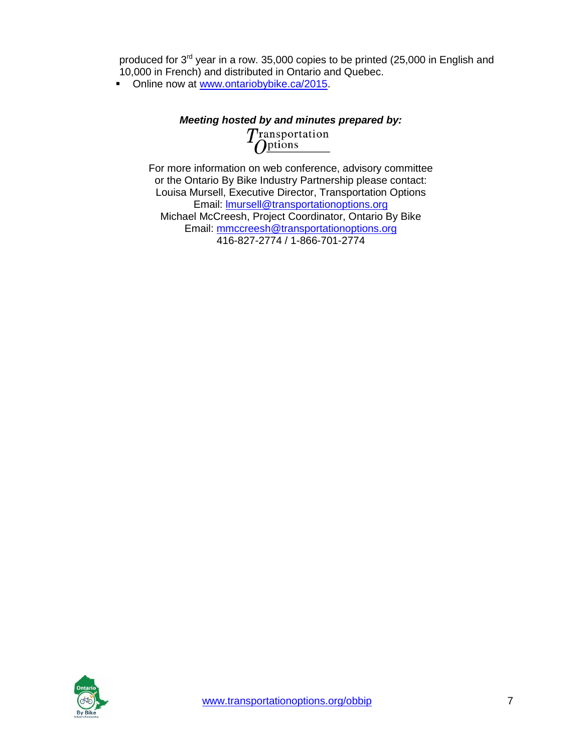produced for 3rd year in a row. 35,000 copies to be printed (25,000 in English and 10,000 in French) and distributed in Ontario and Quebec.

- Online now at www.ontariobybike.ca/2015.

***Meeting hosted by and minutes prepared by:***

Transportation Options

For more information on web conference, advisory committee or the Ontario By Bike Industry Partnership please contact:
Louisa Mursell, Executive Director, Transportation Options
Email: lmursell@transportationoptions.org
Michael McCreesh, Project Coordinator, Ontario By Bike
Email: mmccreesh@transportationoptions.org
416-827-2774 / 1-866-701-2774